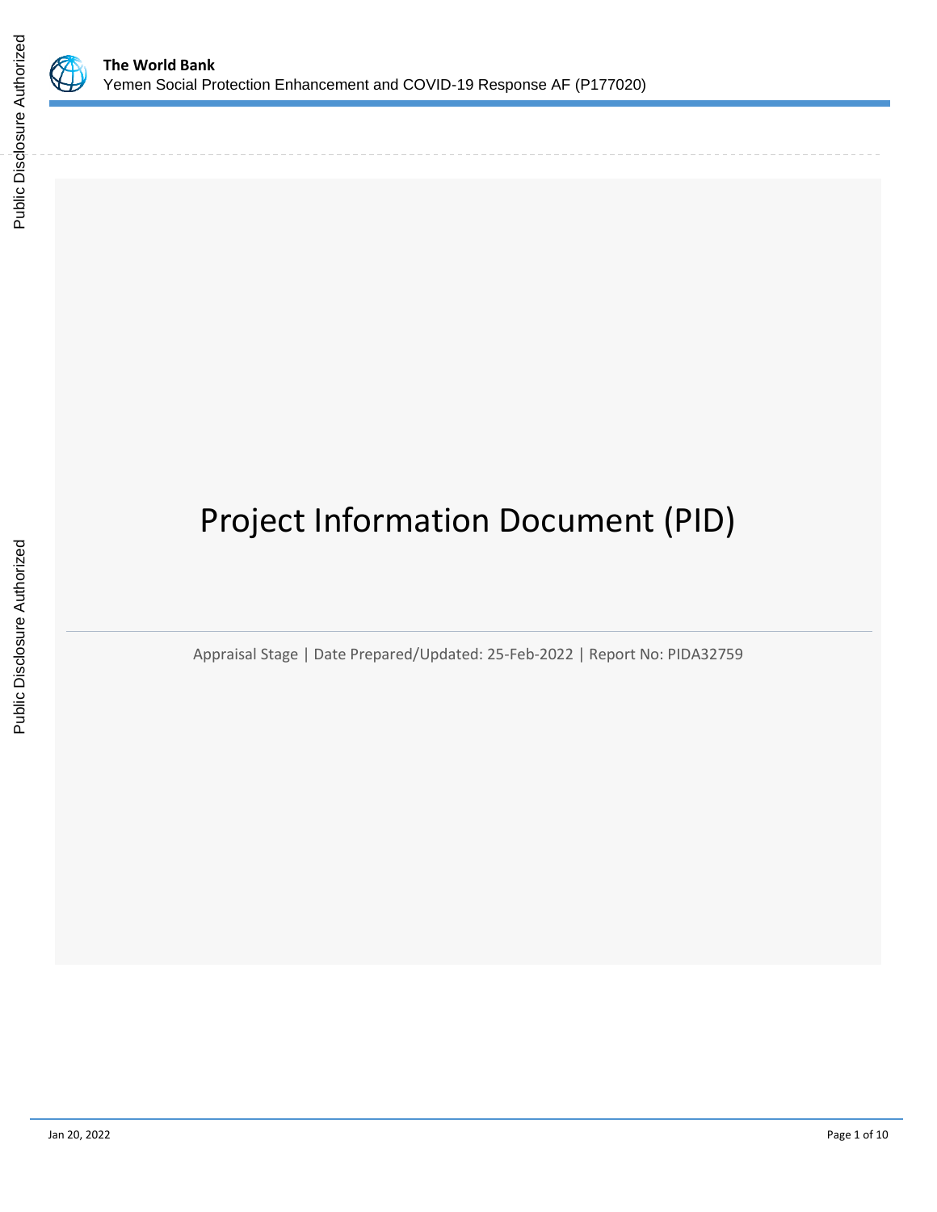# Project Information Document (PID)

Appraisal Stage | Date Prepared/Updated: 25-Feb-2022 | Report No: PIDA32759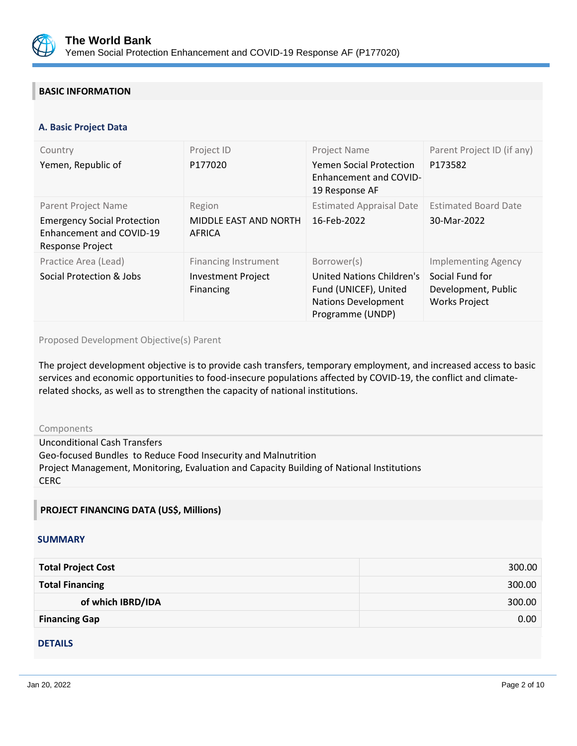## BASIC INFORMATION

### A. Basic Project Data

| Country | Project ID | Project Name | Parent Project ID (if any) |
|---|---|---|---|
| Yemen, Republic of | P177020 | Yemen Social Protection Enhancement and COVID-19 Response AF | P173582 |
| **Parent Project Name** | **Region** | **Estimated Appraisal Date** | **Estimated Board Date** |
| Emergency Social Protection Enhancement and COVID-19 Response Project | MIDDLE EAST AND NORTH AFRICA | 16-Feb-2022 | 30-Mar-2022 |
| **Practice Area (Lead)** | **Financing Instrument** | **Borrower(s)** | **Implementing Agency** |
| Social Protection & Jobs | Investment Project Financing | United Nations Children's Fund (UNICEF), United Nations Development Programme (UNDP) | Social Fund for Development, Public Works Project |

Proposed Development Objective(s) Parent

The project development objective is to provide cash transfers, temporary employment, and increased access to basic services and economic opportunities to food-insecure populations affected by COVID-19, the conflict and climate-related shocks, as well as to strengthen the capacity of national institutions.

Components

Unconditional Cash Transfers
Geo-focused Bundles to Reduce Food Insecurity and Malnutrition
Project Management, Monitoring, Evaluation and Capacity Building of National Institutions
CERC

## PROJECT FINANCING DATA (US$, Millions)

### SUMMARY

| | |
|---|---:|
| **Total Project Cost** | 300.00 |
| **Total Financing** | 300.00 |
| **of which IBRD/IDA** | 300.00 |
| **Financing Gap** | 0.00 |

### DETAILS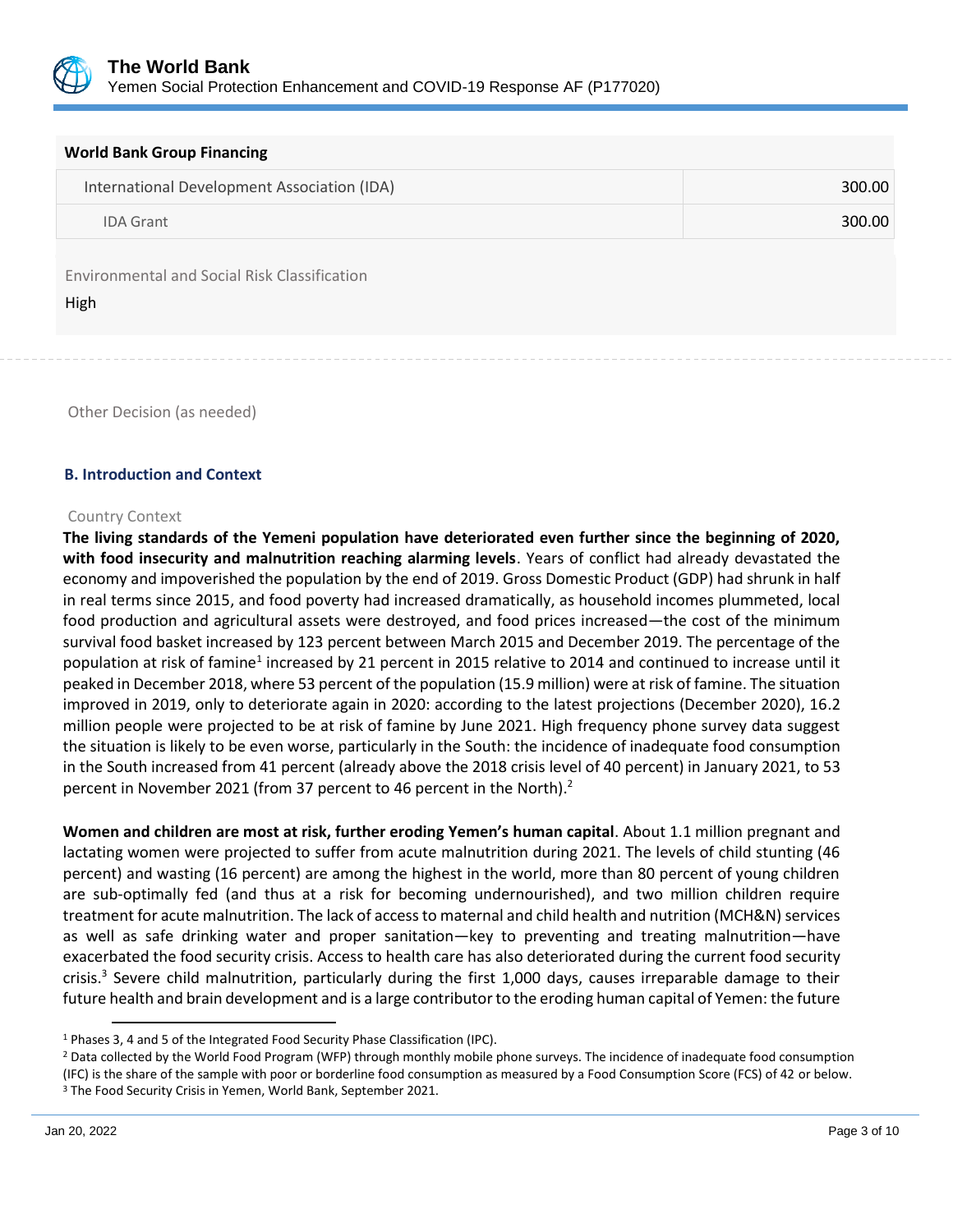| World Bank Group Financing | |
|---|---|
| International Development Association (IDA) | 300.00 |
| IDA Grant | 300.00 |

Environmental and Social Risk Classification

High

Other Decision (as needed)

### B. Introduction and Context

Country Context

**The living standards of the Yemeni population have deteriorated even further since the beginning of 2020, with food insecurity and malnutrition reaching alarming levels**. Years of conflict had already devastated the economy and impoverished the population by the end of 2019. Gross Domestic Product (GDP) had shrunk in half in real terms since 2015, and food poverty had increased dramatically, as household incomes plummeted, local food production and agricultural assets were destroyed, and food prices increased—the cost of the minimum survival food basket increased by 123 percent between March 2015 and December 2019. The percentage of the population at risk of famine[1] increased by 21 percent in 2015 relative to 2014 and continued to increase until it peaked in December 2018, where 53 percent of the population (15.9 million) were at risk of famine. The situation improved in 2019, only to deteriorate again in 2020: according to the latest projections (December 2020), 16.2 million people were projected to be at risk of famine by June 2021. High frequency phone survey data suggest the situation is likely to be even worse, particularly in the South: the incidence of inadequate food consumption in the South increased from 41 percent (already above the 2018 crisis level of 40 percent) in January 2021, to 53 percent in November 2021 (from 37 percent to 46 percent in the North).[2]

**Women and children are most at risk, further eroding Yemen's human capital**. About 1.1 million pregnant and lactating women were projected to suffer from acute malnutrition during 2021. The levels of child stunting (46 percent) and wasting (16 percent) are among the highest in the world, more than 80 percent of young children are sub-optimally fed (and thus at a risk for becoming undernourished), and two million children require treatment for acute malnutrition. The lack of access to maternal and child health and nutrition (MCH&N) services as well as safe drinking water and proper sanitation—key to preventing and treating malnutrition—have exacerbated the food security crisis. Access to health care has also deteriorated during the current food security crisis.[3] Severe child malnutrition, particularly during the first 1,000 days, causes irreparable damage to their future health and brain development and is a large contributor to the eroding human capital of Yemen: the future

---

[1] Phases 3, 4 and 5 of the Integrated Food Security Phase Classification (IPC).

[2] Data collected by the World Food Program (WFP) through monthly mobile phone surveys. The incidence of inadequate food consumption (IFC) is the share of the sample with poor or borderline food consumption as measured by a Food Consumption Score (FCS) of 42 or below.

[3] The Food Security Crisis in Yemen, World Bank, September 2021.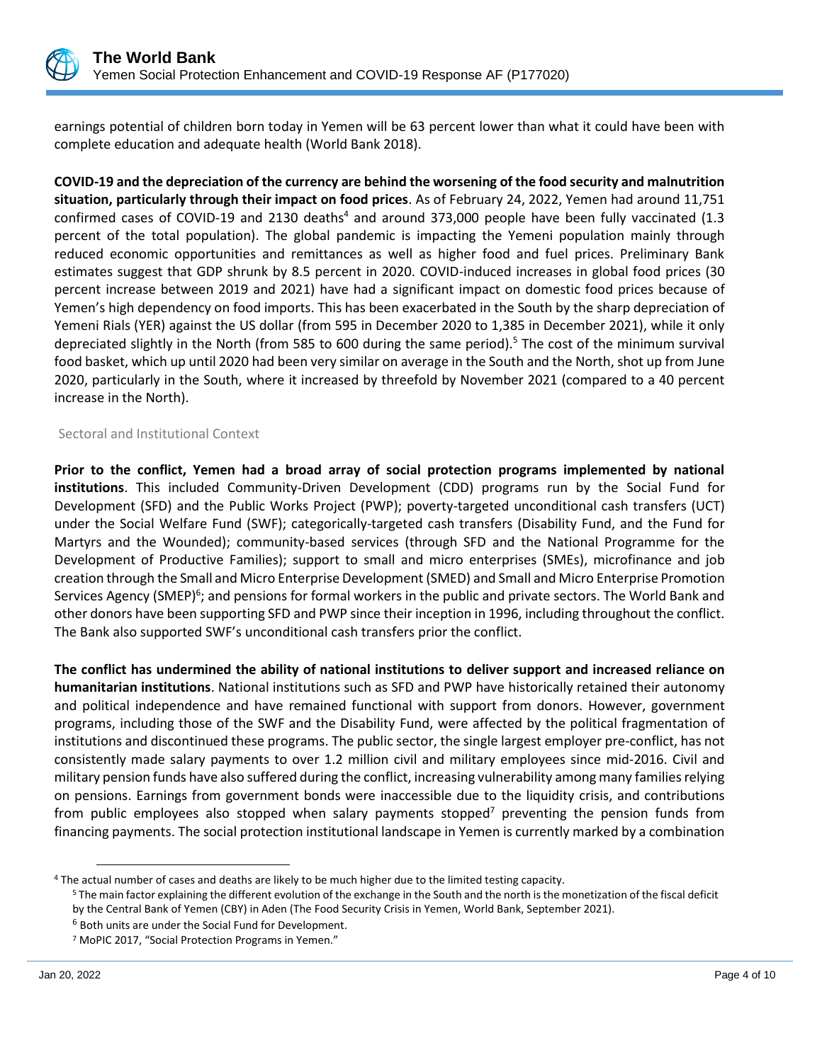earnings potential of children born today in Yemen will be 63 percent lower than what it could have been with complete education and adequate health (World Bank 2018).

**COVID-19 and the depreciation of the currency are behind the worsening of the food security and malnutrition situation, particularly through their impact on food prices**. As of February 24, 2022, Yemen had around 11,751 confirmed cases of COVID-19 and 2130 deaths[4] and around 373,000 people have been fully vaccinated (1.3 percent of the total population). The global pandemic is impacting the Yemeni population mainly through reduced economic opportunities and remittances as well as higher food and fuel prices. Preliminary Bank estimates suggest that GDP shrunk by 8.5 percent in 2020. COVID-induced increases in global food prices (30 percent increase between 2019 and 2021) have had a significant impact on domestic food prices because of Yemen's high dependency on food imports. This has been exacerbated in the South by the sharp depreciation of Yemeni Rials (YER) against the US dollar (from 595 in December 2020 to 1,385 in December 2021), while it only depreciated slightly in the North (from 585 to 600 during the same period).[5] The cost of the minimum survival food basket, which up until 2020 had been very similar on average in the South and the North, shot up from June 2020, particularly in the South, where it increased by threefold by November 2021 (compared to a 40 percent increase in the North).

## Sectoral and Institutional Context

**Prior to the conflict, Yemen had a broad array of social protection programs implemented by national institutions**. This included Community-Driven Development (CDD) programs run by the Social Fund for Development (SFD) and the Public Works Project (PWP); poverty-targeted unconditional cash transfers (UCT) under the Social Welfare Fund (SWF); categorically-targeted cash transfers (Disability Fund, and the Fund for Martyrs and the Wounded); community-based services (through SFD and the National Programme for the Development of Productive Families); support to small and micro enterprises (SMEs), microfinance and job creation through the Small and Micro Enterprise Development (SMED) and Small and Micro Enterprise Promotion Services Agency (SMEP)[6]; and pensions for formal workers in the public and private sectors. The World Bank and other donors have been supporting SFD and PWP since their inception in 1996, including throughout the conflict. The Bank also supported SWF's unconditional cash transfers prior the conflict.

**The conflict has undermined the ability of national institutions to deliver support and increased reliance on humanitarian institutions**. National institutions such as SFD and PWP have historically retained their autonomy and political independence and have remained functional with support from donors. However, government programs, including those of the SWF and the Disability Fund, were affected by the political fragmentation of institutions and discontinued these programs. The public sector, the single largest employer pre-conflict, has not consistently made salary payments to over 1.2 million civil and military employees since mid-2016. Civil and military pension funds have also suffered during the conflict, increasing vulnerability among many families relying on pensions. Earnings from government bonds were inaccessible due to the liquidity crisis, and contributions from public employees also stopped when salary payments stopped[7] preventing the pension funds from financing payments. The social protection institutional landscape in Yemen is currently marked by a combination

---

[4] The actual number of cases and deaths are likely to be much higher due to the limited testing capacity.

[5] The main factor explaining the different evolution of the exchange in the South and the north is the monetization of the fiscal deficit by the Central Bank of Yemen (CBY) in Aden (The Food Security Crisis in Yemen, World Bank, September 2021).

[6] Both units are under the Social Fund for Development.

[7] MoPIC 2017, "Social Protection Programs in Yemen."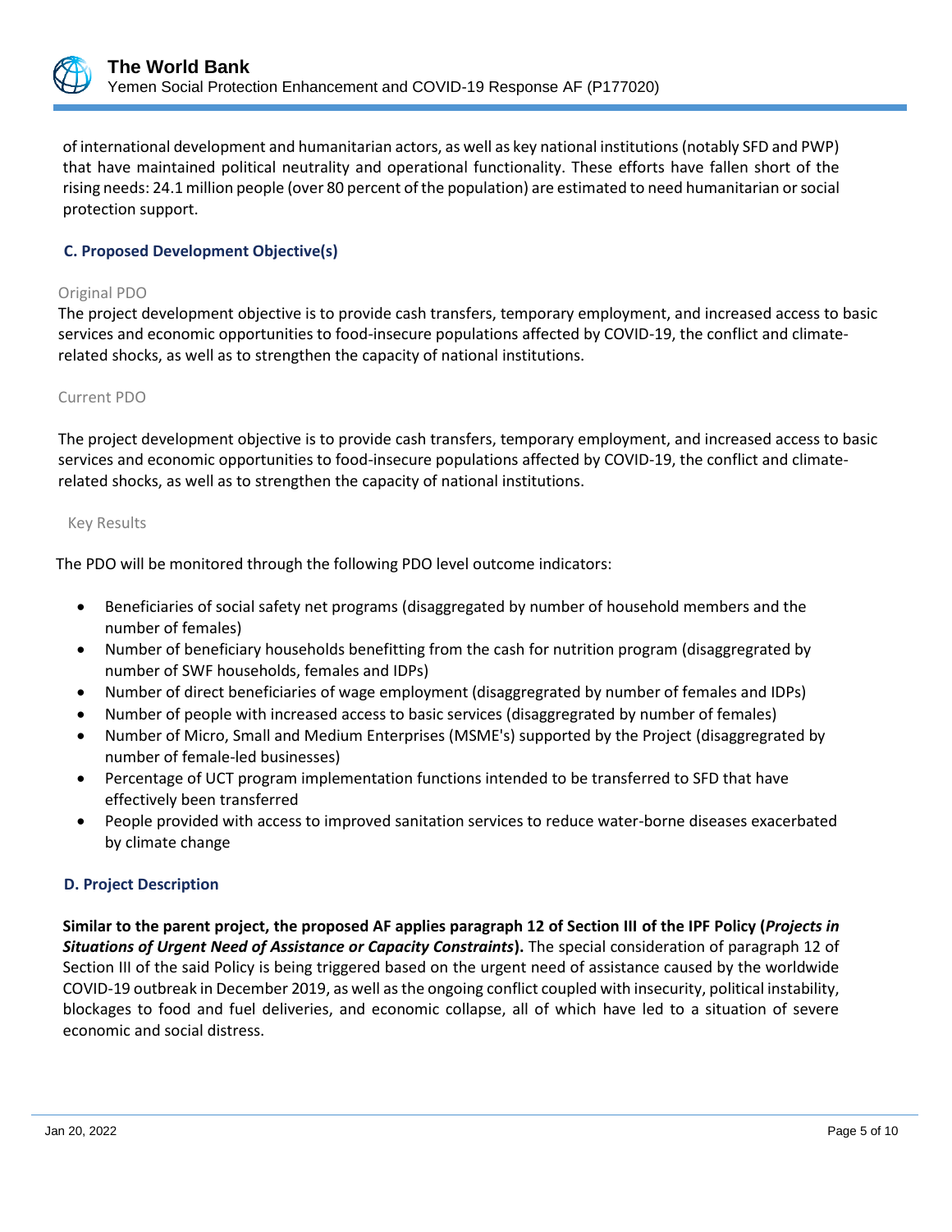of international development and humanitarian actors, as well as key national institutions (notably SFD and PWP) that have maintained political neutrality and operational functionality. These efforts have fallen short of the rising needs: 24.1 million people (over 80 percent of the population) are estimated to need humanitarian or social protection support.

### C. Proposed Development Objective(s)

Original PDO

The project development objective is to provide cash transfers, temporary employment, and increased access to basic services and economic opportunities to food-insecure populations affected by COVID-19, the conflict and climate-related shocks, as well as to strengthen the capacity of national institutions.

Current PDO

The project development objective is to provide cash transfers, temporary employment, and increased access to basic services and economic opportunities to food-insecure populations affected by COVID-19, the conflict and climate-related shocks, as well as to strengthen the capacity of national institutions.

Key Results

The PDO will be monitored through the following PDO level outcome indicators:

- Beneficiaries of social safety net programs (disaggregated by number of household members and the number of females)
- Number of beneficiary households benefitting from the cash for nutrition program (disaggregrated by number of SWF households, females and IDPs)
- Number of direct beneficiaries of wage employment (disaggregrated by number of females and IDPs)
- Number of people with increased access to basic services (disaggregrated by number of females)
- Number of Micro, Small and Medium Enterprises (MSME's) supported by the Project (disaggregrated by number of female-led businesses)
- Percentage of UCT program implementation functions intended to be transferred to SFD that have effectively been transferred
- People provided with access to improved sanitation services to reduce water-borne diseases exacerbated by climate change

### D. Project Description

**Similar to the parent project, the proposed AF applies paragraph 12 of Section III of the IPF Policy (*Projects in Situations of Urgent Need of Assistance or Capacity Constraints*).** The special consideration of paragraph 12 of Section III of the said Policy is being triggered based on the urgent need of assistance caused by the worldwide COVID-19 outbreak in December 2019, as well as the ongoing conflict coupled with insecurity, political instability, blockages to food and fuel deliveries, and economic collapse, all of which have led to a situation of severe economic and social distress.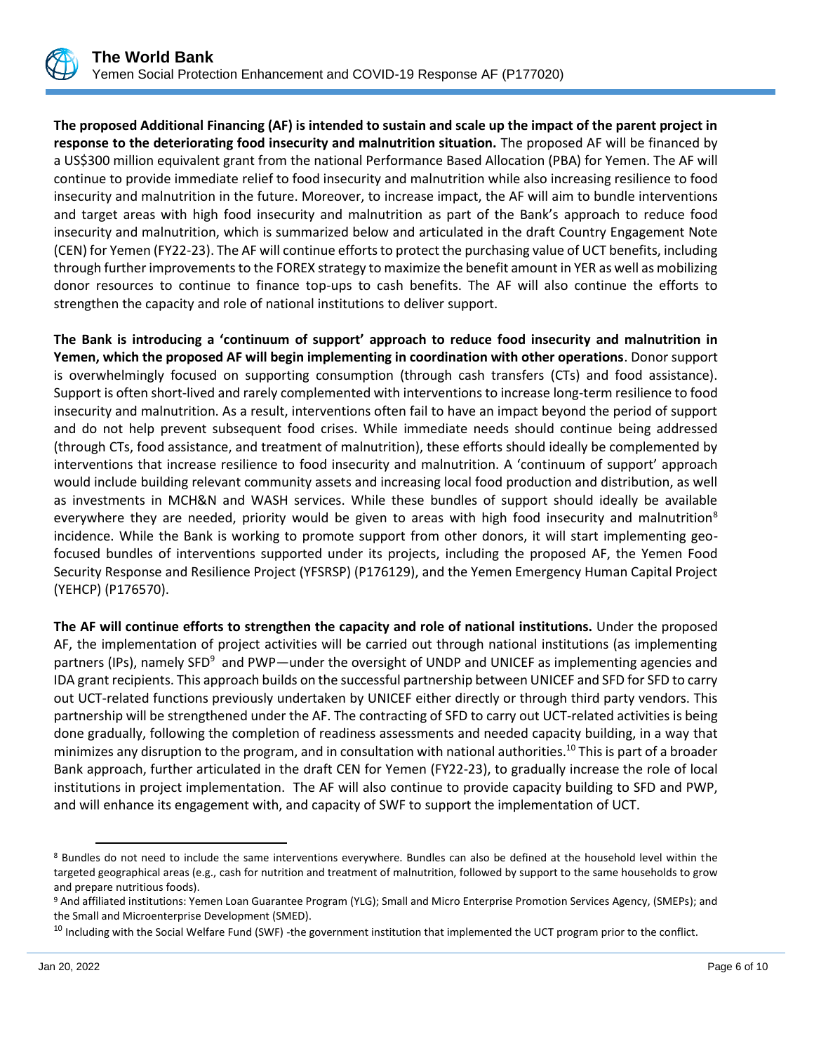**The proposed Additional Financing (AF) is intended to sustain and scale up the impact of the parent project in response to the deteriorating food insecurity and malnutrition situation.** The proposed AF will be financed by a US$300 million equivalent grant from the national Performance Based Allocation (PBA) for Yemen. The AF will continue to provide immediate relief to food insecurity and malnutrition while also increasing resilience to food insecurity and malnutrition in the future. Moreover, to increase impact, the AF will aim to bundle interventions and target areas with high food insecurity and malnutrition as part of the Bank's approach to reduce food insecurity and malnutrition, which is summarized below and articulated in the draft Country Engagement Note (CEN) for Yemen (FY22-23). The AF will continue efforts to protect the purchasing value of UCT benefits, including through further improvements to the FOREX strategy to maximize the benefit amount in YER as well as mobilizing donor resources to continue to finance top-ups to cash benefits. The AF will also continue the efforts to strengthen the capacity and role of national institutions to deliver support.

**The Bank is introducing a 'continuum of support' approach to reduce food insecurity and malnutrition in Yemen, which the proposed AF will begin implementing in coordination with other operations**. Donor support is overwhelmingly focused on supporting consumption (through cash transfers (CTs) and food assistance). Support is often short-lived and rarely complemented with interventions to increase long-term resilience to food insecurity and malnutrition. As a result, interventions often fail to have an impact beyond the period of support and do not help prevent subsequent food crises. While immediate needs should continue being addressed (through CTs, food assistance, and treatment of malnutrition), these efforts should ideally be complemented by interventions that increase resilience to food insecurity and malnutrition. A 'continuum of support' approach would include building relevant community assets and increasing local food production and distribution, as well as investments in MCH&N and WASH services. While these bundles of support should ideally be available everywhere they are needed, priority would be given to areas with high food insecurity and malnutrition[8] incidence. While the Bank is working to promote support from other donors, it will start implementing geo-focused bundles of interventions supported under its projects, including the proposed AF, the Yemen Food Security Response and Resilience Project (YFSRSP) (P176129), and the Yemen Emergency Human Capital Project (YEHCP) (P176570).

**The AF will continue efforts to strengthen the capacity and role of national institutions.** Under the proposed AF, the implementation of project activities will be carried out through national institutions (as implementing partners (IPs), namely SFD[9] and PWP—under the oversight of UNDP and UNICEF as implementing agencies and IDA grant recipients. This approach builds on the successful partnership between UNICEF and SFD for SFD to carry out UCT-related functions previously undertaken by UNICEF either directly or through third party vendors. This partnership will be strengthened under the AF. The contracting of SFD to carry out UCT-related activities is being done gradually, following the completion of readiness assessments and needed capacity building, in a way that minimizes any disruption to the program, and in consultation with national authorities.[10] This is part of a broader Bank approach, further articulated in the draft CEN for Yemen (FY22-23), to gradually increase the role of local institutions in project implementation. The AF will also continue to provide capacity building to SFD and PWP, and will enhance its engagement with, and capacity of SWF to support the implementation of UCT.

---

[8] Bundles do not need to include the same interventions everywhere. Bundles can also be defined at the household level within the targeted geographical areas (e.g., cash for nutrition and treatment of malnutrition, followed by support to the same households to grow and prepare nutritious foods).

[9] And affiliated institutions: Yemen Loan Guarantee Program (YLG); Small and Micro Enterprise Promotion Services Agency, (SMEPs); and the Small and Microenterprise Development (SMED).

[10] Including with the Social Welfare Fund (SWF) -the government institution that implemented the UCT program prior to the conflict.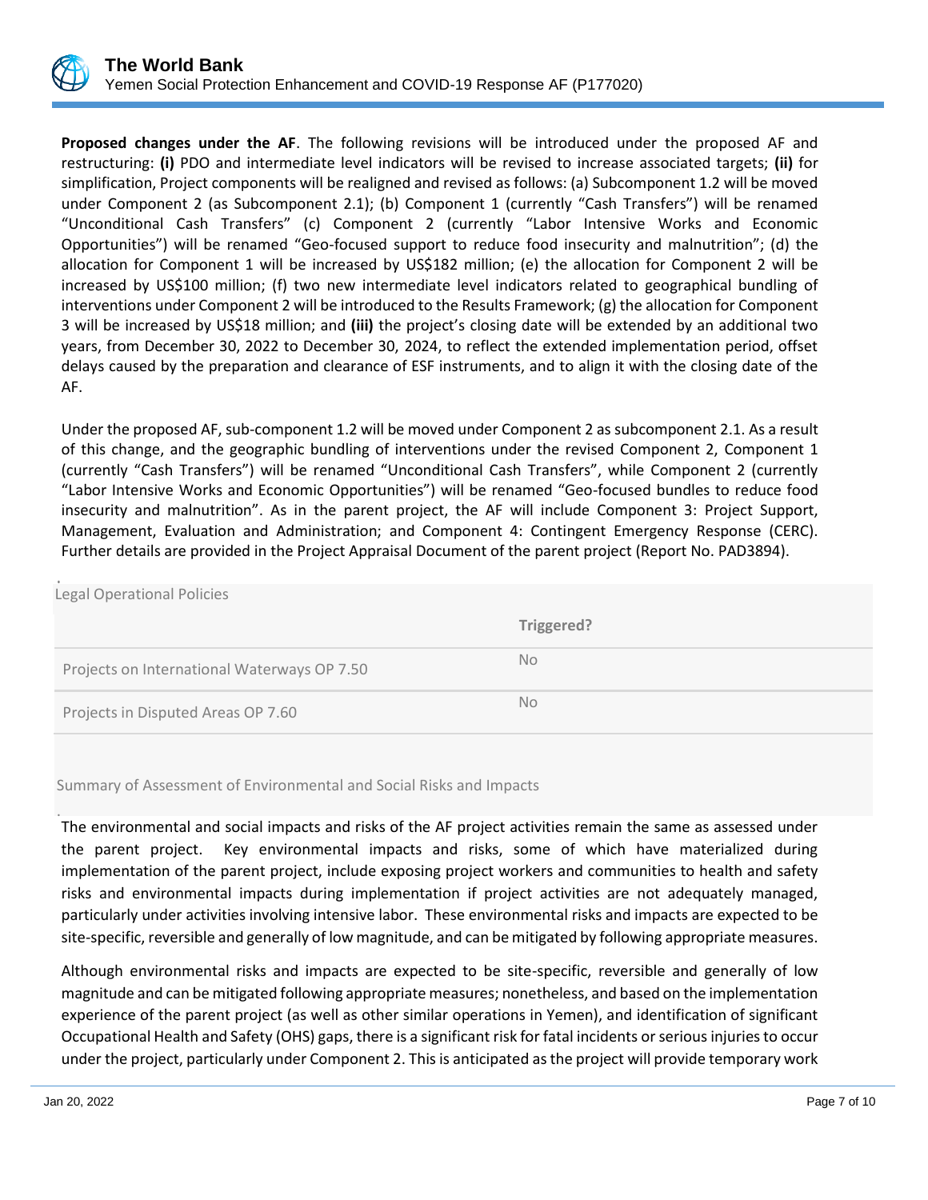**Proposed changes under the AF**. The following revisions will be introduced under the proposed AF and restructuring: **(i)** PDO and intermediate level indicators will be revised to increase associated targets; **(ii)** for simplification, Project components will be realigned and revised as follows: (a) Subcomponent 1.2 will be moved under Component 2 (as Subcomponent 2.1); (b) Component 1 (currently "Cash Transfers") will be renamed "Unconditional Cash Transfers" (c) Component 2 (currently "Labor Intensive Works and Economic Opportunities") will be renamed "Geo-focused support to reduce food insecurity and malnutrition"; (d) the allocation for Component 1 will be increased by US$182 million; (e) the allocation for Component 2 will be increased by US$100 million; (f) two new intermediate level indicators related to geographical bundling of interventions under Component 2 will be introduced to the Results Framework; (g) the allocation for Component 3 will be increased by US$18 million; and **(iii)** the project's closing date will be extended by an additional two years, from December 30, 2022 to December 30, 2024, to reflect the extended implementation period, offset delays caused by the preparation and clearance of ESF instruments, and to align it with the closing date of the AF.

Under the proposed AF, sub-component 1.2 will be moved under Component 2 as subcomponent 2.1. As a result of this change, and the geographic bundling of interventions under the revised Component 2, Component 1 (currently "Cash Transfers") will be renamed "Unconditional Cash Transfers", while Component 2 (currently "Labor Intensive Works and Economic Opportunities") will be renamed "Geo-focused bundles to reduce food insecurity and malnutrition". As in the parent project, the AF will include Component 3: Project Support, Management, Evaluation and Administration; and Component 4: Contingent Emergency Response (CERC). Further details are provided in the Project Appraisal Document of the parent project (Report No. PAD3894).

## Legal Operational Policies

| | Triggered? |
|---|---|
| Projects on International Waterways OP 7.50 | No |
| Projects in Disputed Areas OP 7.60 | No |

## Summary of Assessment of Environmental and Social Risks and Impacts

The environmental and social impacts and risks of the AF project activities remain the same as assessed under the parent project. Key environmental impacts and risks, some of which have materialized during implementation of the parent project, include exposing project workers and communities to health and safety risks and environmental impacts during implementation if project activities are not adequately managed, particularly under activities involving intensive labor. These environmental risks and impacts are expected to be site-specific, reversible and generally of low magnitude, and can be mitigated by following appropriate measures.

Although environmental risks and impacts are expected to be site-specific, reversible and generally of low magnitude and can be mitigated following appropriate measures; nonetheless, and based on the implementation experience of the parent project (as well as other similar operations in Yemen), and identification of significant Occupational Health and Safety (OHS) gaps, there is a significant risk for fatal incidents or serious injuries to occur under the project, particularly under Component 2. This is anticipated as the project will provide temporary work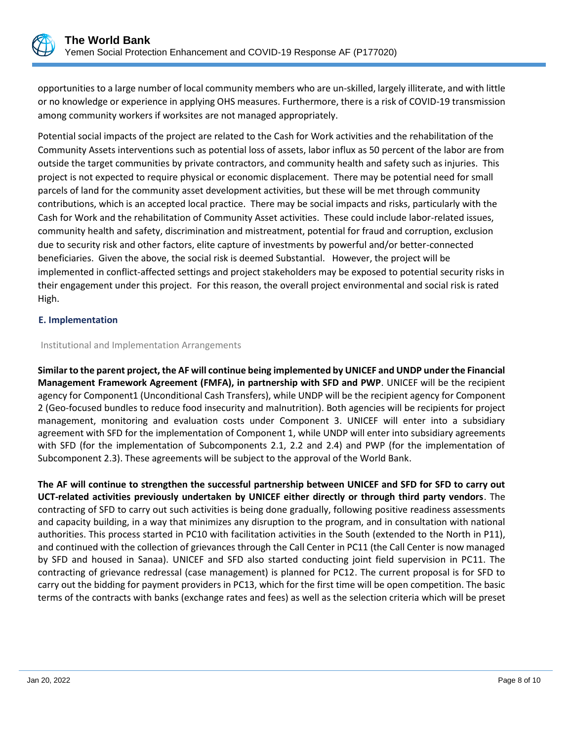opportunities to a large number of local community members who are un-skilled, largely illiterate, and with little or no knowledge or experience in applying OHS measures. Furthermore, there is a risk of COVID-19 transmission among community workers if worksites are not managed appropriately.

Potential social impacts of the project are related to the Cash for Work activities and the rehabilitation of the Community Assets interventions such as potential loss of assets, labor influx as 50 percent of the labor are from outside the target communities by private contractors, and community health and safety such as injuries. This project is not expected to require physical or economic displacement. There may be potential need for small parcels of land for the community asset development activities, but these will be met through community contributions, which is an accepted local practice. There may be social impacts and risks, particularly with the Cash for Work and the rehabilitation of Community Asset activities. These could include labor-related issues, community health and safety, discrimination and mistreatment, potential for fraud and corruption, exclusion due to security risk and other factors, elite capture of investments by powerful and/or better-connected beneficiaries. Given the above, the social risk is deemed Substantial. However, the project will be implemented in conflict-affected settings and project stakeholders may be exposed to potential security risks in their engagement under this project. For this reason, the overall project environmental and social risk is rated High.

## E. Implementation

### Institutional and Implementation Arrangements

**Similar to the parent project, the AF will continue being implemented by UNICEF and UNDP under the Financial Management Framework Agreement (FMFA), in partnership with SFD and PWP**. UNICEF will be the recipient agency for Component1 (Unconditional Cash Transfers), while UNDP will be the recipient agency for Component 2 (Geo-focused bundles to reduce food insecurity and malnutrition). Both agencies will be recipients for project management, monitoring and evaluation costs under Component 3. UNICEF will enter into a subsidiary agreement with SFD for the implementation of Component 1, while UNDP will enter into subsidiary agreements with SFD (for the implementation of Subcomponents 2.1, 2.2 and 2.4) and PWP (for the implementation of Subcomponent 2.3). These agreements will be subject to the approval of the World Bank.

**The AF will continue to strengthen the successful partnership between UNICEF and SFD for SFD to carry out UCT-related activities previously undertaken by UNICEF either directly or through third party vendors**. The contracting of SFD to carry out such activities is being done gradually, following positive readiness assessments and capacity building, in a way that minimizes any disruption to the program, and in consultation with national authorities. This process started in PC10 with facilitation activities in the South (extended to the North in P11), and continued with the collection of grievances through the Call Center in PC11 (the Call Center is now managed by SFD and housed in Sanaa). UNICEF and SFD also started conducting joint field supervision in PC11. The contracting of grievance redressal (case management) is planned for PC12. The current proposal is for SFD to carry out the bidding for payment providers in PC13, which for the first time will be open competition. The basic terms of the contracts with banks (exchange rates and fees) as well as the selection criteria which will be preset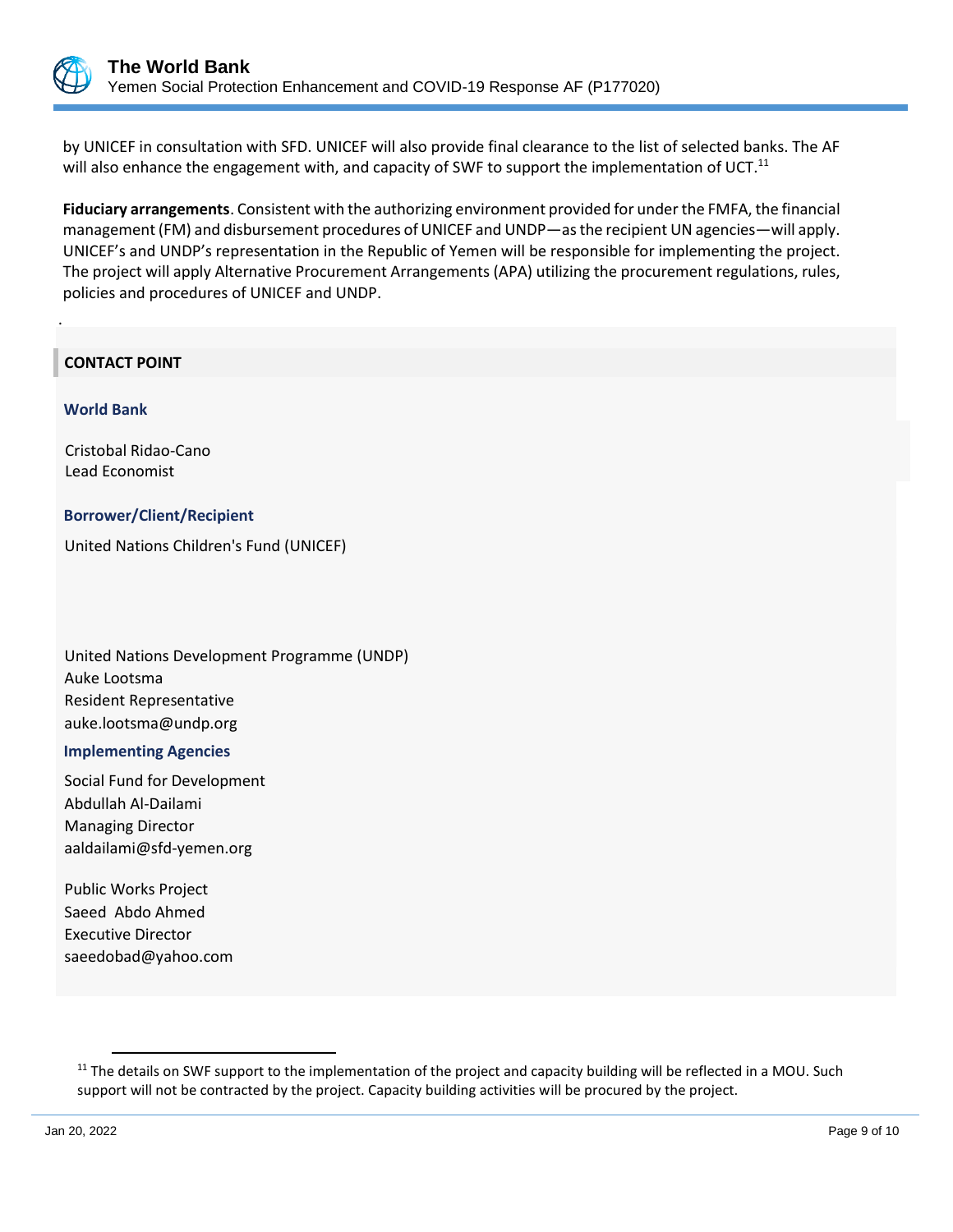by UNICEF in consultation with SFD. UNICEF will also provide final clearance to the list of selected banks. The AF will also enhance the engagement with, and capacity of SWF to support the implementation of UCT.[11]

**Fiduciary arrangements**. Consistent with the authorizing environment provided for under the FMFA, the financial management (FM) and disbursement procedures of UNICEF and UNDP—as the recipient UN agencies—will apply. UNICEF's and UNDP's representation in the Republic of Yemen will be responsible for implementing the project. The project will apply Alternative Procurement Arrangements (APA) utilizing the procurement regulations, rules, policies and procedures of UNICEF and UNDP.

.

## CONTACT POINT

### World Bank

Cristobal Ridao-Cano
Lead Economist

### Borrower/Client/Recipient

United Nations Children's Fund (UNICEF)

United Nations Development Programme (UNDP)
Auke Lootsma
Resident Representative
auke.lootsma@undp.org

### Implementing Agencies

Social Fund for Development
Abdullah Al-Dailami
Managing Director
aaldailami@sfd-yemen.org

Public Works Project
Saeed Abdo Ahmed
Executive Director
saeedobad@yahoo.com

---

[11] The details on SWF support to the implementation of the project and capacity building will be reflected in a MOU. Such support will not be contracted by the project. Capacity building activities will be procured by the project.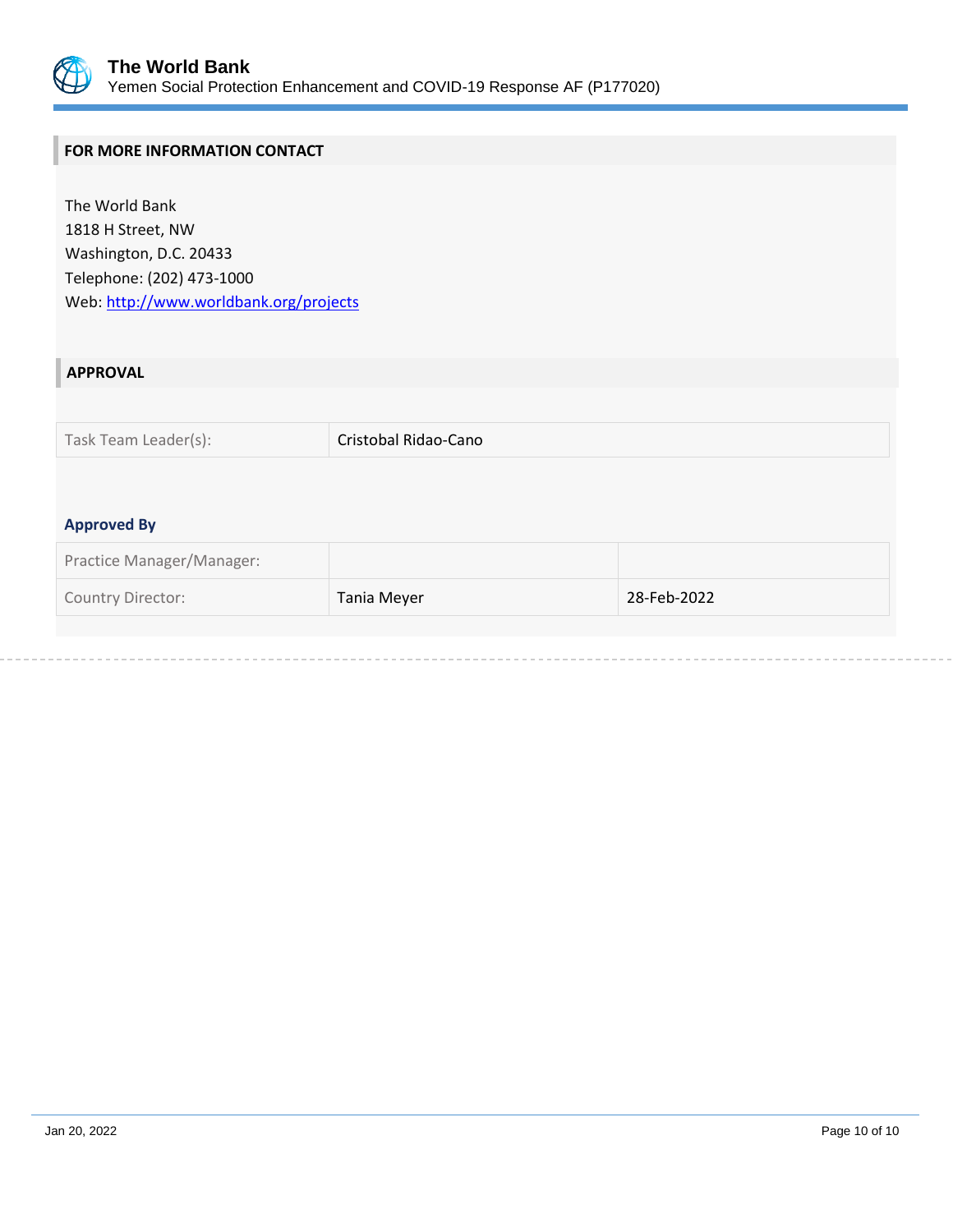## FOR MORE INFORMATION CONTACT

The World Bank
1818 H Street, NW
Washington, D.C. 20433
Telephone: (202) 473-1000
Web: http://www.worldbank.org/projects

## APPROVAL

| | |
|---|---|
| Task Team Leader(s): | Cristobal Ridao-Cano |

### Approved By

| | | |
|---|---|---|
| Practice Manager/Manager: | | |
| Country Director: | Tania Meyer | 28-Feb-2022 |